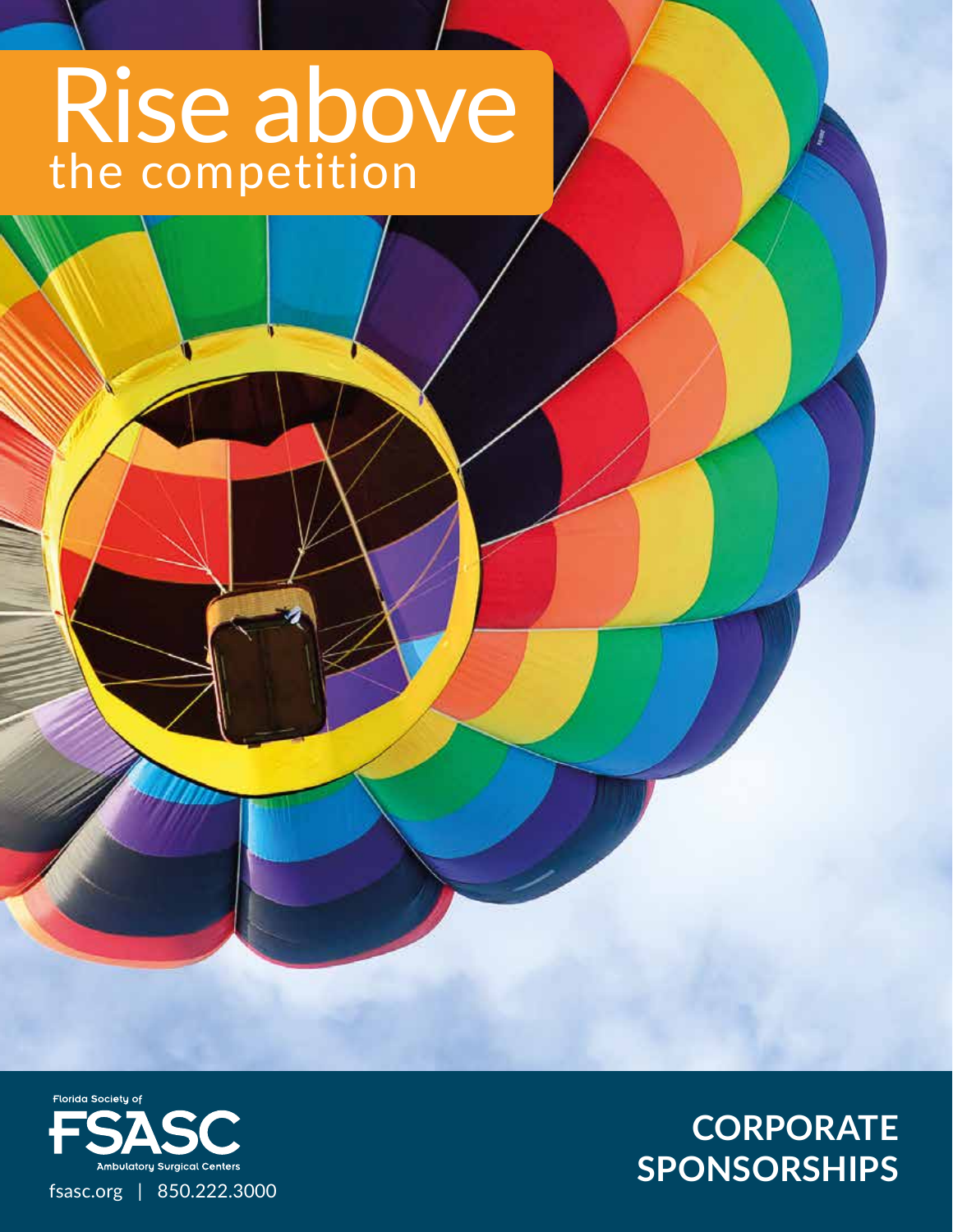# Rise above
## the competition

Florida Society of

**FSASC**

Ambulatory Surgical Centers

fsasc.org | 850.222.3000

## CORPORATE SPONSORSHIPS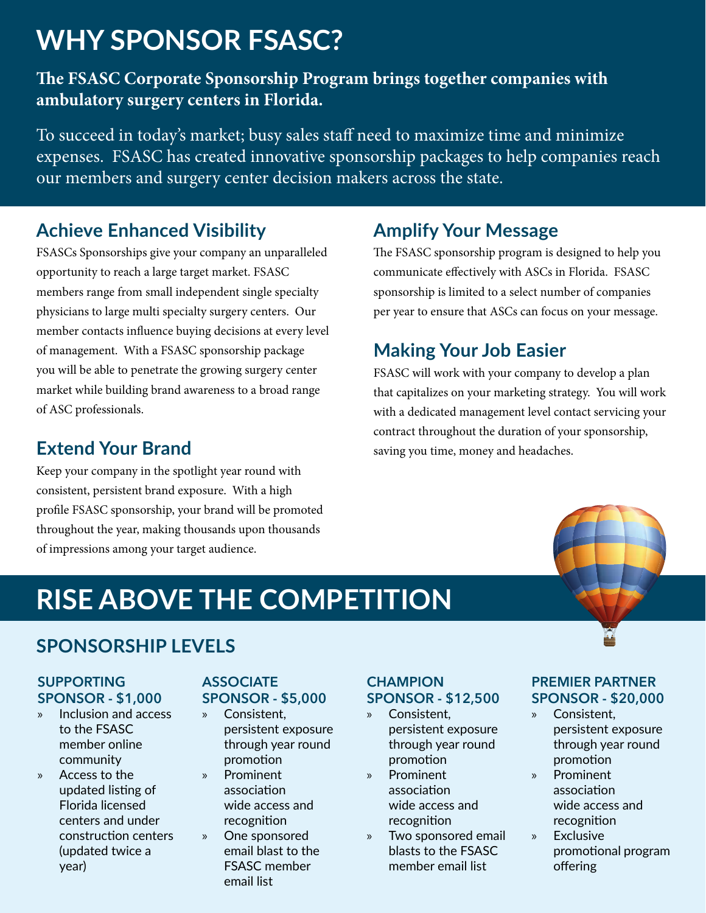# WHY SPONSOR FSASC?

**The FSASC Corporate Sponsorship Program brings together companies with ambulatory surgery centers in Florida.**

To succeed in today's market; busy sales staff need to maximize time and minimize expenses. FSASC has created innovative sponsorship packages to help companies reach our members and surgery center decision makers across the state.

## Achieve Enhanced Visibility

FSASCs Sponsorships give your company an unparalleled opportunity to reach a large target market. FSASC members range from small independent single specialty physicians to large multi specialty surgery centers. Our member contacts influence buying decisions at every level of management. With a FSASC sponsorship package you will be able to penetrate the growing surgery center market while building brand awareness to a broad range of ASC professionals.

## Extend Your Brand

Keep your company in the spotlight year round with consistent, persistent brand exposure. With a high profile FSASC sponsorship, your brand will be promoted throughout the year, making thousands upon thousands of impressions among your target audience.

## Amplify Your Message

The FSASC sponsorship program is designed to help you communicate effectively with ASCs in Florida. FSASC sponsorship is limited to a select number of companies per year to ensure that ASCs can focus on your message.

## Making Your Job Easier

FSASC will work with your company to develop a plan that capitalizes on your marketing strategy. You will work with a dedicated management level contact servicing your contract throughout the duration of your sponsorship, saving you time, money and headaches.

# RISE ABOVE THE COMPETITION

## SPONSORSHIP LEVELS

### SUPPORTING SPONSOR - $1,000

- Inclusion and access to the FSASC member online community
- Access to the updated listing of Florida licensed centers and under construction centers (updated twice a year)

### ASSOCIATE SPONSOR - $5,000

- Consistent, persistent exposure through year round promotion
- Prominent association wide access and recognition
- One sponsored email blast to the FSASC member email list

### CHAMPION SPONSOR - $12,500

- Consistent, persistent exposure through year round promotion
- Prominent association wide access and recognition
- Two sponsored email blasts to the FSASC member email list

### PREMIER PARTNER SPONSOR - $20,000

- Consistent, persistent exposure through year round promotion
- Prominent association wide access and recognition
- Exclusive promotional program offering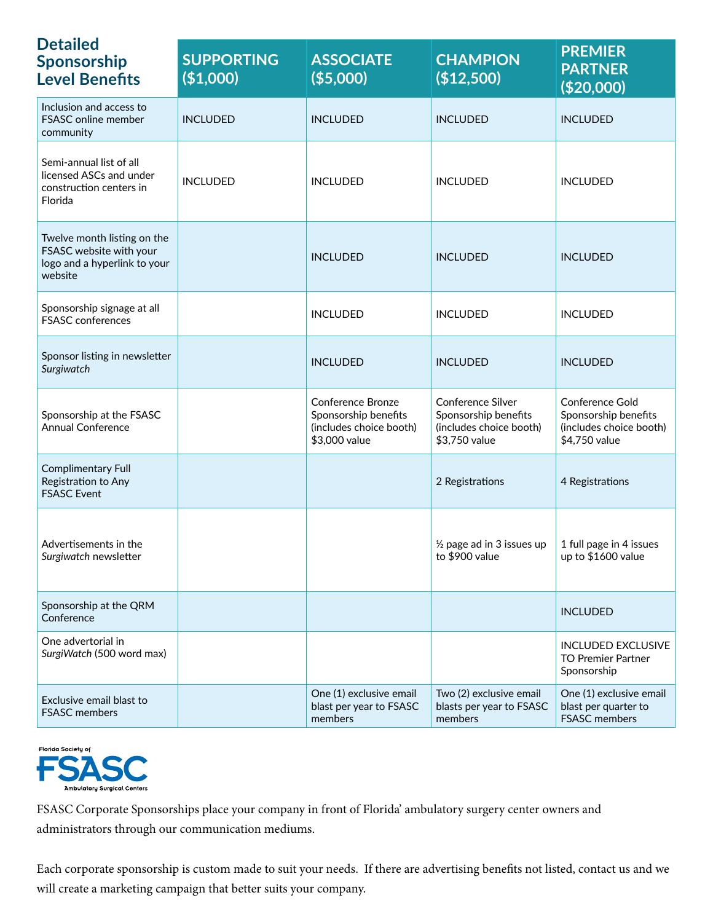| Detailed Sponsorship Level Benefits | SUPPORTING ($1,000) | ASSOCIATE ($5,000) | CHAMPION ($12,500) | PREMIER PARTNER ($20,000) |
|---|---|---|---|---|
| Inclusion and access to FSASC online member community | INCLUDED | INCLUDED | INCLUDED | INCLUDED |
| Semi-annual list of all licensed ASCs and under construction centers in Florida | INCLUDED | INCLUDED | INCLUDED | INCLUDED |
| Twelve month listing on the FSASC website with your logo and a hyperlink to your website | | INCLUDED | INCLUDED | INCLUDED |
| Sponsorship signage at all FSASC conferences | | INCLUDED | INCLUDED | INCLUDED |
| Sponsor listing in newsletter *Surgiwatch* | | INCLUDED | INCLUDED | INCLUDED |
| Sponsorship at the FSASC Annual Conference | | Conference Bronze Sponsorship benefits (includes choice booth) $3,000 value | Conference Silver Sponsorship benefits (includes choice booth) $3,750 value | Conference Gold Sponsorship benefits (includes choice booth) $4,750 value |
| Complimentary Full Registration to Any FSASC Event | | | 2 Registrations | 4 Registrations |
| Advertisements in the *Surgiwatch* newsletter | | | ½ page ad in 3 issues up to $900 value | 1 full page in 4 issues up to $1600 value |
| Sponsorship at the QRM Conference | | | | INCLUDED |
| One advertorial in *SurgiWatch* (500 word max) | | | | INCLUDED EXCLUSIVE TO Premier Partner Sponsorship |
| Exclusive email blast to FSASC members | | One (1) exclusive email blast per year to FSASC members | Two (2) exclusive email blasts per year to FSASC members | One (1) exclusive email blast per quarter to FSASC members |

Florida Society of **FSASC** Ambulatory Surgical Centers

FSASC Corporate Sponsorships place your company in front of Florida' ambulatory surgery center owners and administrators through our communication mediums.

Each corporate sponsorship is custom made to suit your needs. If there are advertising benefits not listed, contact us and we will create a marketing campaign that better suits your company.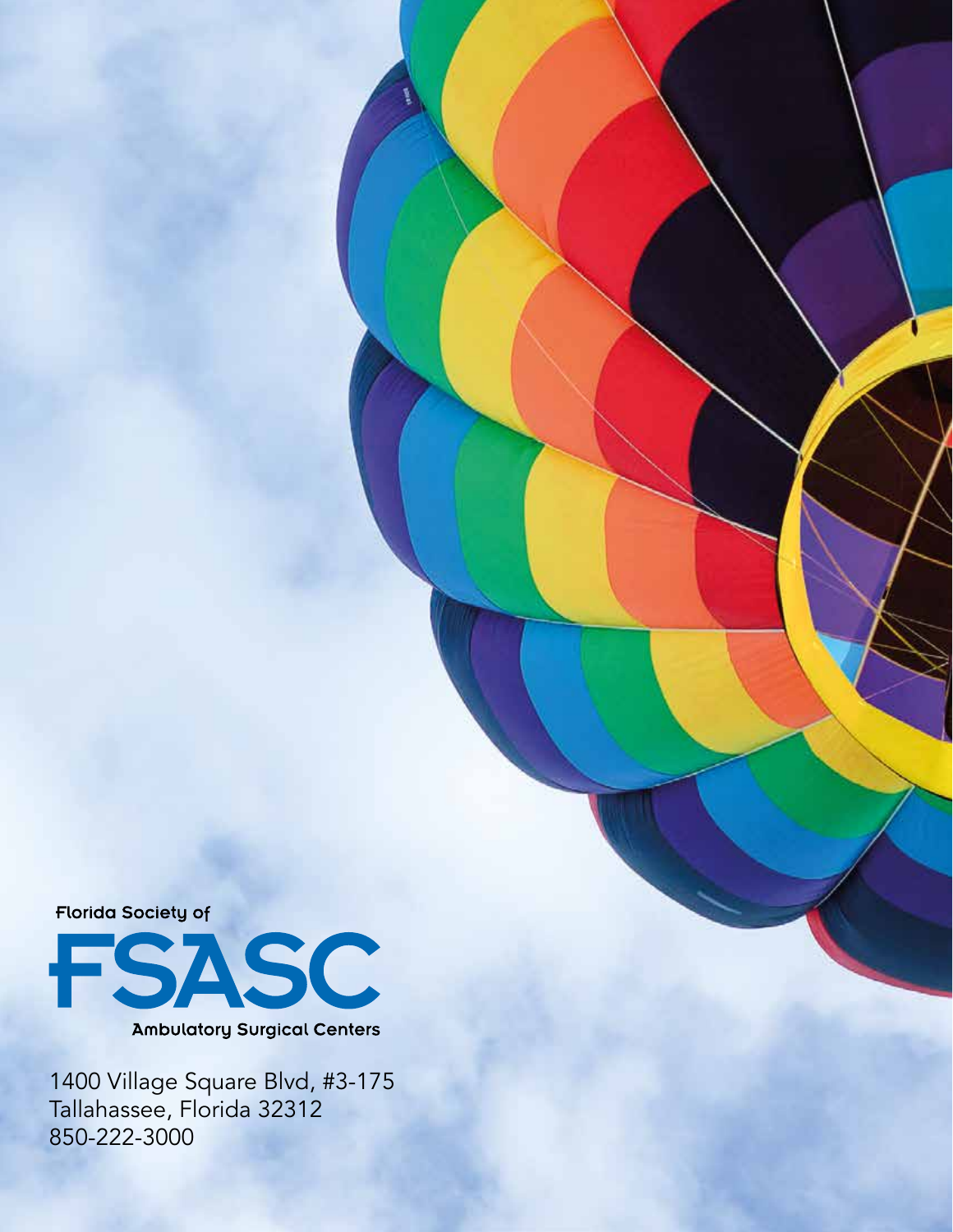Florida Society of

**FSASC**

Ambulatory Surgical Centers

1400 Village Square Blvd, #3-175
Tallahassee, Florida 32312
850-222-3000